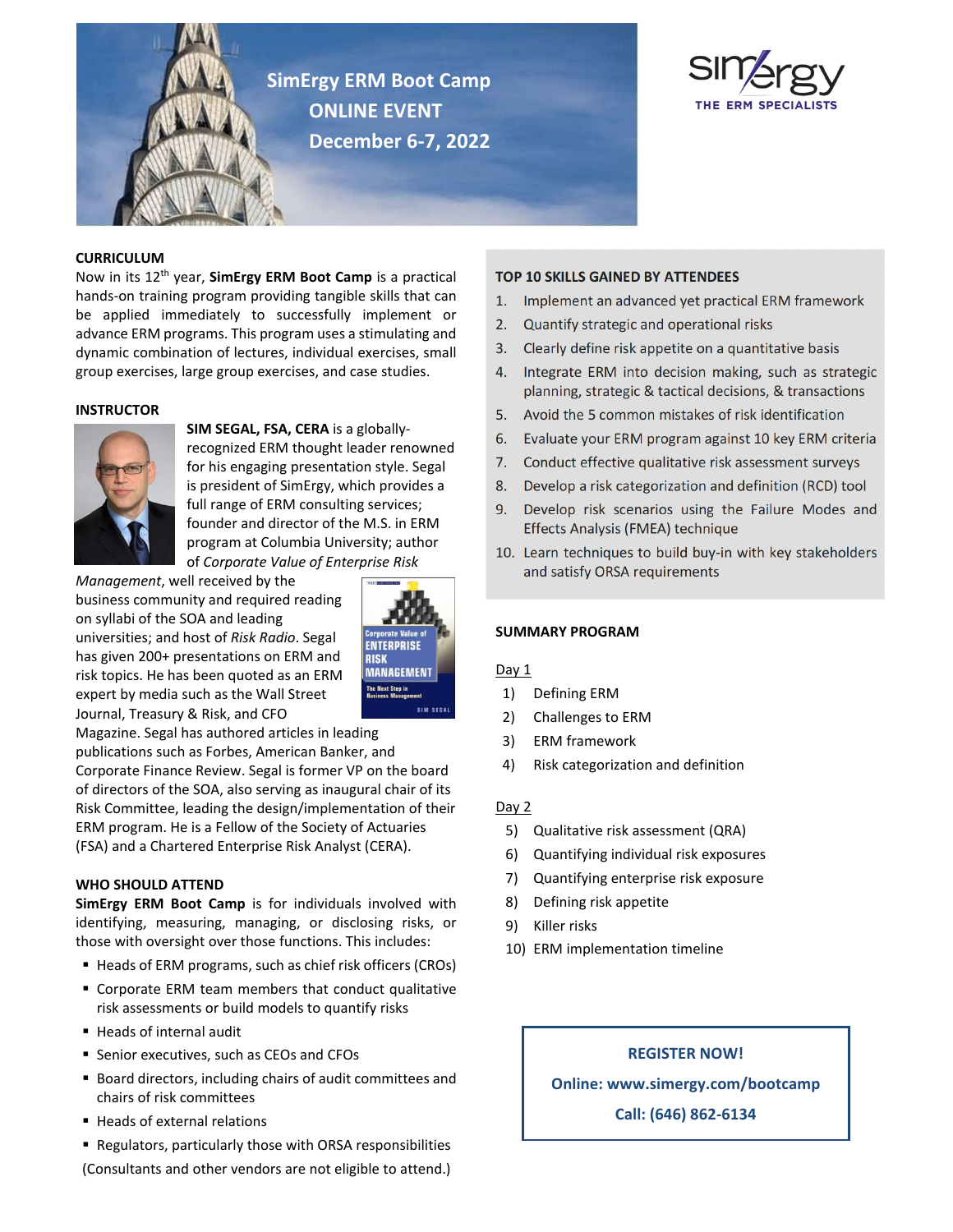# SimErgy ERM Boot Camp
## ONLINE EVENT
## December 6-7, 2022

simergy
THE ERM SPECIALISTS

### CURRICULUM

Now in its 12th year, **SimErgy ERM Boot Camp** is a practical hands-on training program providing tangible skills that can be applied immediately to successfully implement or advance ERM programs. This program uses a stimulating and dynamic combination of lectures, individual exercises, small group exercises, large group exercises, and case studies.

### INSTRUCTOR

**SIM SEGAL, FSA, CERA** is a globally-recognized ERM thought leader renowned for his engaging presentation style. Segal is president of SimErgy, which provides a full range of ERM consulting services; founder and director of the M.S. in ERM program at Columbia University; author of *Corporate Value of Enterprise Risk Management*, well received by the business community and required reading on syllabi of the SOA and leading universities; and host of *Risk Radio*. Segal has given 200+ presentations on ERM and risk topics. He has been quoted as an ERM expert by media such as the Wall Street Journal, Treasury & Risk, and CFO Magazine. Segal has authored articles in leading publications such as Forbes, American Banker, and Corporate Finance Review. Segal is former VP on the board of directors of the SOA, also serving as inaugural chair of its Risk Committee, leading the design/implementation of their ERM program. He is a Fellow of the Society of Actuaries (FSA) and a Chartered Enterprise Risk Analyst (CERA).

### WHO SHOULD ATTEND

**SimErgy ERM Boot Camp** is for individuals involved with identifying, measuring, managing, or disclosing risks, or those with oversight over those functions. This includes:

- Heads of ERM programs, such as chief risk officers (CROs)
- Corporate ERM team members that conduct qualitative risk assessments or build models to quantify risks
- Heads of internal audit
- Senior executives, such as CEOs and CFOs
- Board directors, including chairs of audit committees and chairs of risk committees
- Heads of external relations
- Regulators, particularly those with ORSA responsibilities

(Consultants and other vendors are not eligible to attend.)

### TOP 10 SKILLS GAINED BY ATTENDEES

1. Implement an advanced yet practical ERM framework
2. Quantify strategic and operational risks
3. Clearly define risk appetite on a quantitative basis
4. Integrate ERM into decision making, such as strategic planning, strategic & tactical decisions, & transactions
5. Avoid the 5 common mistakes of risk identification
6. Evaluate your ERM program against 10 key ERM criteria
7. Conduct effective qualitative risk assessment surveys
8. Develop a risk categorization and definition (RCD) tool
9. Develop risk scenarios using the Failure Modes and Effects Analysis (FMEA) technique
10. Learn techniques to build buy-in with key stakeholders and satisfy ORSA requirements

### SUMMARY PROGRAM

Day 1

1) Defining ERM
2) Challenges to ERM
3) ERM framework
4) Risk categorization and definition

Day 2

5) Qualitative risk assessment (QRA)
6) Quantifying individual risk exposures
7) Quantifying enterprise risk exposure
8) Defining risk appetite
9) Killer risks
10) ERM implementation timeline

**REGISTER NOW!**

**Online: www.simergy.com/bootcamp**

**Call: (646) 862-6134**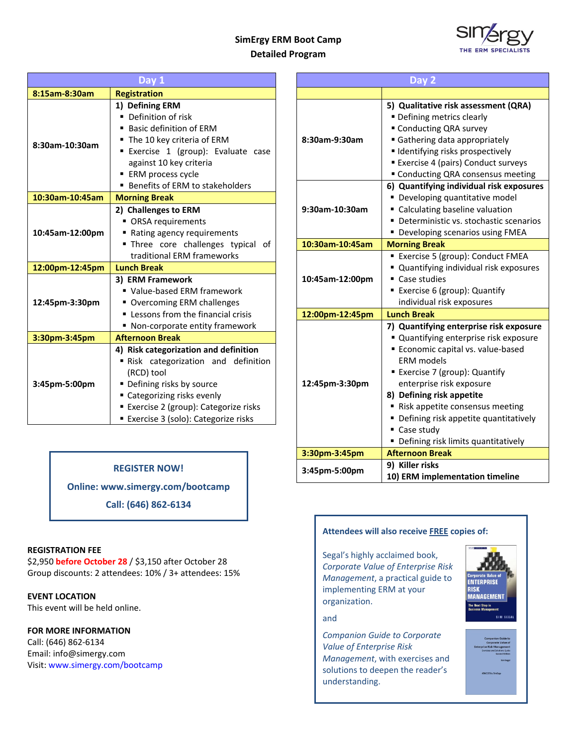# SimErgy ERM Boot Camp
## Detailed Program

## Day 1

| Day 1 | |
|---|---|
| 8:15am-8:30am | **Registration** |
| 8:30am-10:30am | **1) Defining ERM**<br>▪ Definition of risk<br>▪ Basic definition of ERM<br>▪ The 10 key criteria of ERM<br>▪ Exercise 1 (group): Evaluate case against 10 key criteria<br>▪ ERM process cycle<br>▪ Benefits of ERM to stakeholders |
| 10:30am-10:45am | **Morning Break** |
| 10:45am-12:00pm | **2) Challenges to ERM**<br>▪ ORSA requirements<br>▪ Rating agency requirements<br>▪ Three core challenges typical of traditional ERM frameworks |
| 12:00pm-12:45pm | **Lunch Break** |
| 12:45pm-3:30pm | **3) ERM Framework**<br>▪ Value-based ERM framework<br>▪ Overcoming ERM challenges<br>▪ Lessons from the financial crisis<br>▪ Non-corporate entity framework |
| 3:30pm-3:45pm | **Afternoon Break** |
| 3:45pm-5:00pm | **4) Risk categorization and definition**<br>▪ Risk categorization and definition (RCD) tool<br>▪ Defining risks by source<br>▪ Categorizing risks evenly<br>▪ Exercise 2 (group): Categorize risks<br>▪ Exercise 3 (solo): Categorize risks |

## Day 2

| Day 2 | |
|---|---|
| | |
| 8:30am-9:30am | **5) Qualitative risk assessment (QRA)**<br>▪ Defining metrics clearly<br>▪ Conducting QRA survey<br>▪ Gathering data appropriately<br>▪ Identifying risks prospectively<br>▪ Exercise 4 (pairs) Conduct surveys<br>▪ Conducting QRA consensus meeting |
| 9:30am-10:30am | **6) Quantifying individual risk exposures**<br>▪ Developing quantitative model<br>▪ Calculating baseline valuation<br>▪ Deterministic vs. stochastic scenarios<br>▪ Developing scenarios using FMEA |
| 10:30am-10:45am | **Morning Break** |
| 10:45am-12:00pm | ▪ Exercise 5 (group): Conduct FMEA<br>▪ Quantifying individual risk exposures<br>▪ Case studies<br>▪ Exercise 6 (group): Quantify individual risk exposures |
| 12:00pm-12:45pm | **Lunch Break** |
| 12:45pm-3:30pm | **7) Quantifying enterprise risk exposure**<br>▪ Quantifying enterprise risk exposure<br>▪ Economic capital vs. value-based ERM models<br>▪ Exercise 7 (group): Quantify enterprise risk exposure<br>**8) Defining risk appetite**<br>▪ Risk appetite consensus meeting<br>▪ Defining risk appetite quantitatively<br>▪ Case study<br>▪ Defining risk limits quantitatively |
| 3:30pm-3:45pm | **Afternoon Break** |
| 3:45pm-5:00pm | **9) Killer risks**<br>**10) ERM implementation timeline** |

**REGISTER NOW!**

**Online: www.simergy.com/bootcamp**

**Call: (646) 862-6134**

**REGISTRATION FEE**
$2,950 **before October 28** / $3,150 after October 28
Group discounts: 2 attendees: 10% / 3+ attendees: 15%

**EVENT LOCATION**
This event will be held online.

**FOR MORE INFORMATION**
Call: (646) 862-6134
Email: info@simergy.com
Visit: www.simergy.com/bootcamp

**Attendees will also receive FREE copies of:**

Segal's highly acclaimed book, *Corporate Value of Enterprise Risk Management*, a practical guide to implementing ERM at your organization.

and

*Companion Guide to Corporate Value of Enterprise Risk Management*, with exercises and solutions to deepen the reader's understanding.